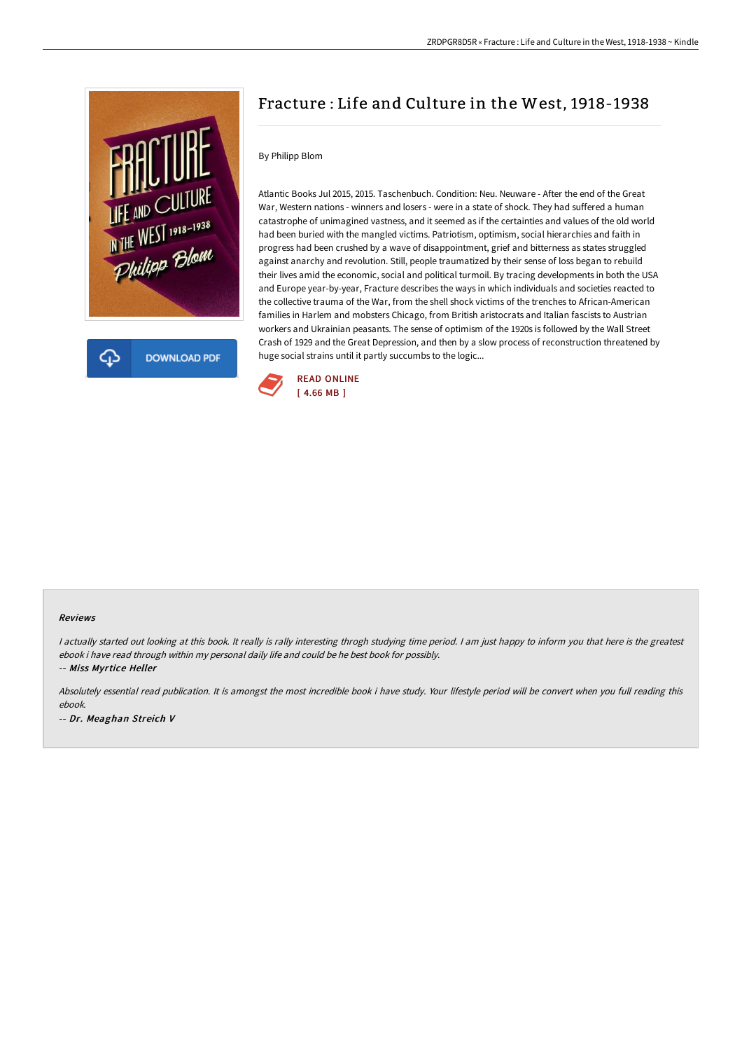# Fracture : Life and Culture in the West, 1918-1938

By Philipp Blom

Atlantic Books Jul 2015, 2015. Taschenbuch. Condition: Neu. Neuware - After the end of the Great War, Western nations - winners and losers - were in a state of shock. They had suffered a human catastrophe of unimagined vastness, and it seemed as if the certainties and values of the old world had been buried with the mangled victims. Patriotism, optimism, social hierarchies and faith in progress had been crushed by a wave of disappointment, grief and bitterness as states struggled against anarchy and revolution. Still, people traumatized by their sense of loss began to rebuild their lives amid the economic, social and political turmoil. By tracing developments in both the USA and Europe year-by-year, Fracture describes the ways in which individuals and societies reacted to the collective trauma of the War, from the shell shock victims of the trenches to African-American families in Harlem and mobsters Chicago, from British aristocrats and Italian fascists to Austrian workers and Ukrainian peasants. The sense of optimism of the 1920s is followed by the Wall Street Crash of 1929 and the Great Depression, and then by a slow process of reconstruction threatened by huge social strains until it partly succumbs to the logic...

DOWNLOAD PDF

READ ONLINE
[ 4.66 MB ]

### Reviews

*I actually started out looking at this book. It really is rally interesting throgh studying time period. I am just happy to inform you that here is the greatest ebook i have read through within my personal daily life and could be he best book for possibly.*

-- ***Miss Myrtice Heller***

*Absolutely essential read publication. It is amongst the most incredible book i have study. Your lifestyle period will be convert when you full reading this ebook.*

-- ***Dr. Meaghan Streich V***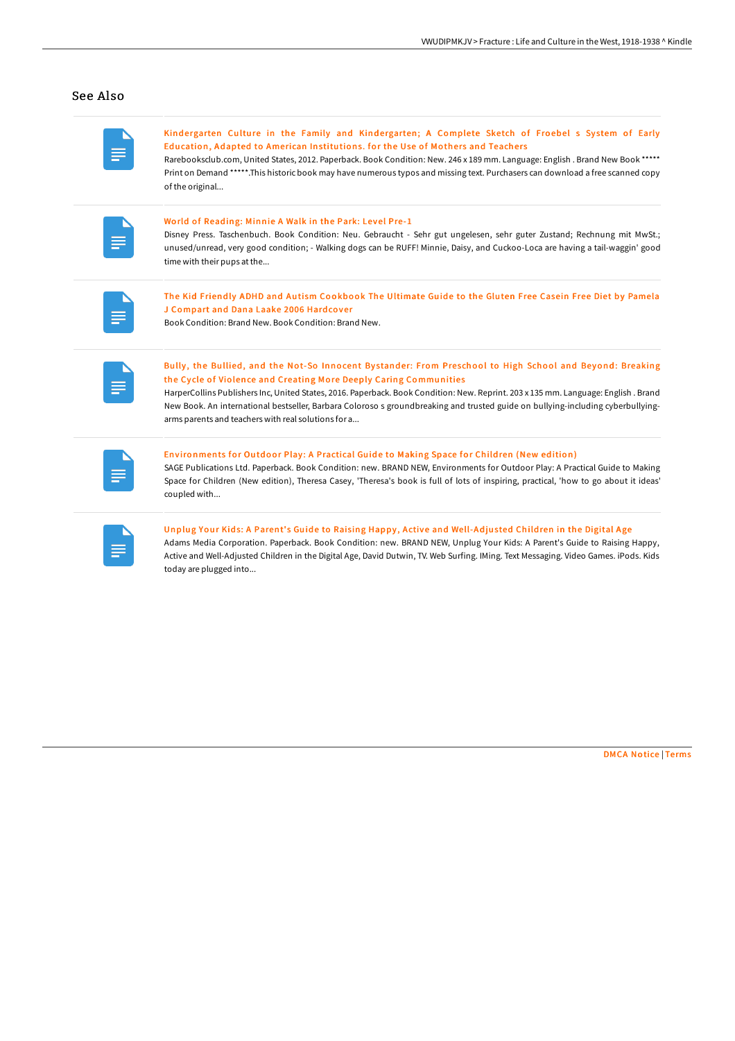## See Also

**Kindergarten Culture in the Family and Kindergarten; A Complete Sketch of Froebel s System of Early Education, Adapted to American Institutions. for the Use of Mothers and Teachers**

Rarebooksclub.com, United States, 2012. Paperback. Book Condition: New. 246 x 189 mm. Language: English . Brand New Book ***** Print on Demand *****.This historic book may have numerous typos and missing text. Purchasers can download a free scanned copy of the original...

**World of Reading: Minnie A Walk in the Park: Level Pre-1**

Disney Press. Taschenbuch. Book Condition: Neu. Gebraucht - Sehr gut ungelesen, sehr guter Zustand; Rechnung mit MwSt.; unused/unread, very good condition; - Walking dogs can be RUFF! Minnie, Daisy, and Cuckoo-Loca are having a tail-waggin' good time with their pups at the...

**The Kid Friendly ADHD and Autism Cookbook The Ultimate Guide to the Gluten Free Casein Free Diet by Pamela J Compart and Dana Laake 2006 Hardcover**

Book Condition: Brand New. Book Condition: Brand New.

**Bully, the Bullied, and the Not-So Innocent Bystander: From Preschool to High School and Beyond: Breaking the Cycle of Violence and Creating More Deeply Caring Communities**

HarperCollins Publishers Inc, United States, 2016. Paperback. Book Condition: New. Reprint. 203 x 135 mm. Language: English . Brand New Book. An international bestseller, Barbara Coloroso s groundbreaking and trusted guide on bullying-including cyberbullying-arms parents and teachers with real solutions for a...

**Environments for Outdoor Play: A Practical Guide to Making Space for Children (New edition)**

SAGE Publications Ltd. Paperback. Book Condition: new. BRAND NEW, Environments for Outdoor Play: A Practical Guide to Making Space for Children (New edition), Theresa Casey, 'Theresa's book is full of lots of inspiring, practical, 'how to go about it ideas' coupled with...

**Unplug Your Kids: A Parent's Guide to Raising Happy, Active and Well-Adjusted Children in the Digital Age**

Adams Media Corporation. Paperback. Book Condition: new. BRAND NEW, Unplug Your Kids: A Parent's Guide to Raising Happy, Active and Well-Adjusted Children in the Digital Age, David Dutwin, TV. Web Surfing. IMing. Text Messaging. Video Games. iPods. Kids today are plugged into...